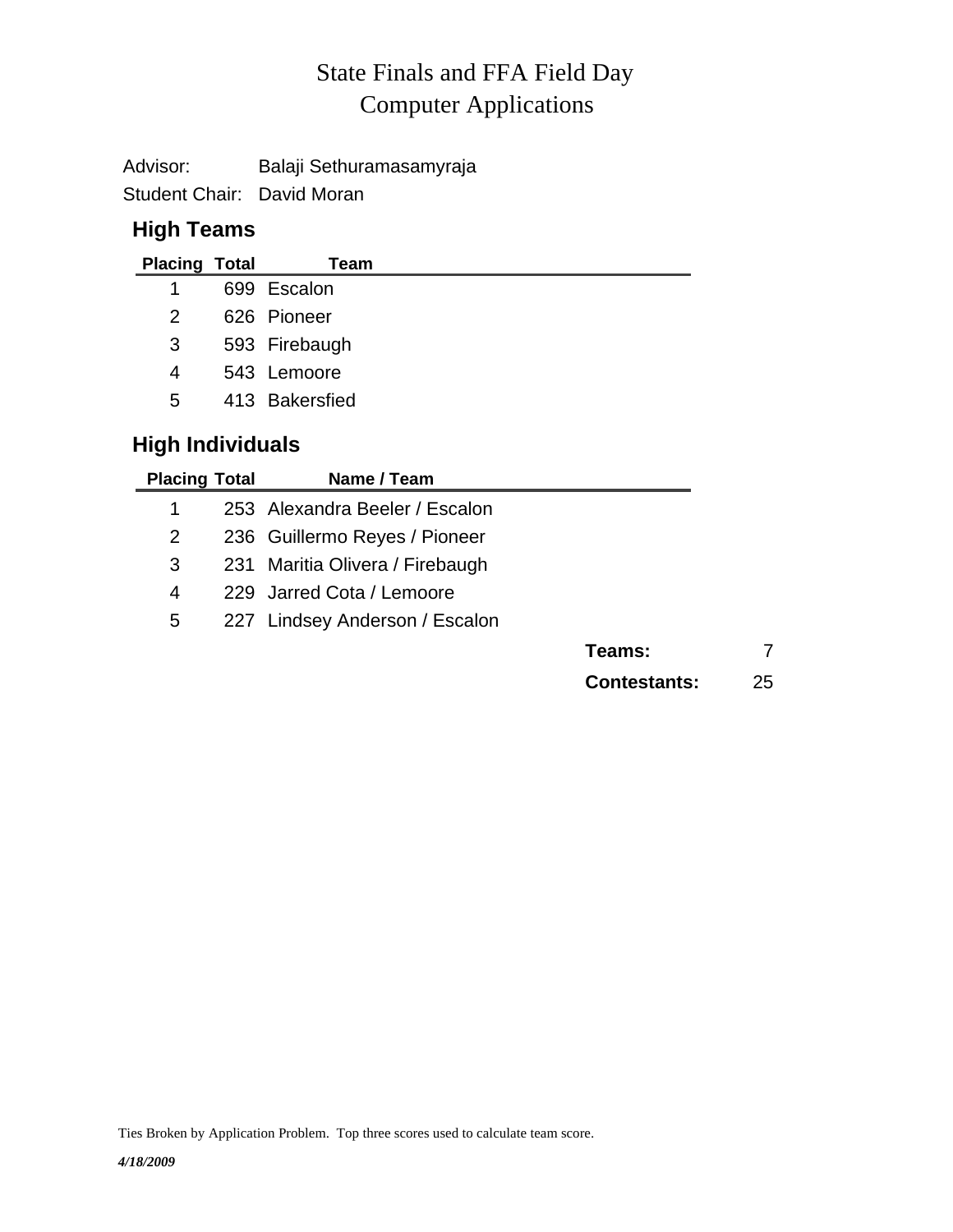# State Finals and FFA Field Day
# Computer Applications

Advisor: Balaji Sethuramasamyraja

Student Chair: David Moran

## High Teams

| Placing | Total | Team |
|---|---|---|
| 1 | 699 | Escalon |
| 2 | 626 | Pioneer |
| 3 | 593 | Firebaugh |
| 4 | 543 | Lemoore |
| 5 | 413 | Bakersfied |

## High Individuals

| Placing | Total | Name / Team |
|---|---|---|
| 1 | 253 | Alexandra Beeler / Escalon |
| 2 | 236 | Guillermo Reyes / Pioneer |
| 3 | 231 | Maritia Olivera / Firebaugh |
| 4 | 229 | Jarred Cota / Lemoore |
| 5 | 227 | Lindsey Anderson / Escalon |

**Teams:** 7

**Contestants:** 25

Ties Broken by Application Problem. Top three scores used to calculate team score.

*4/18/2009*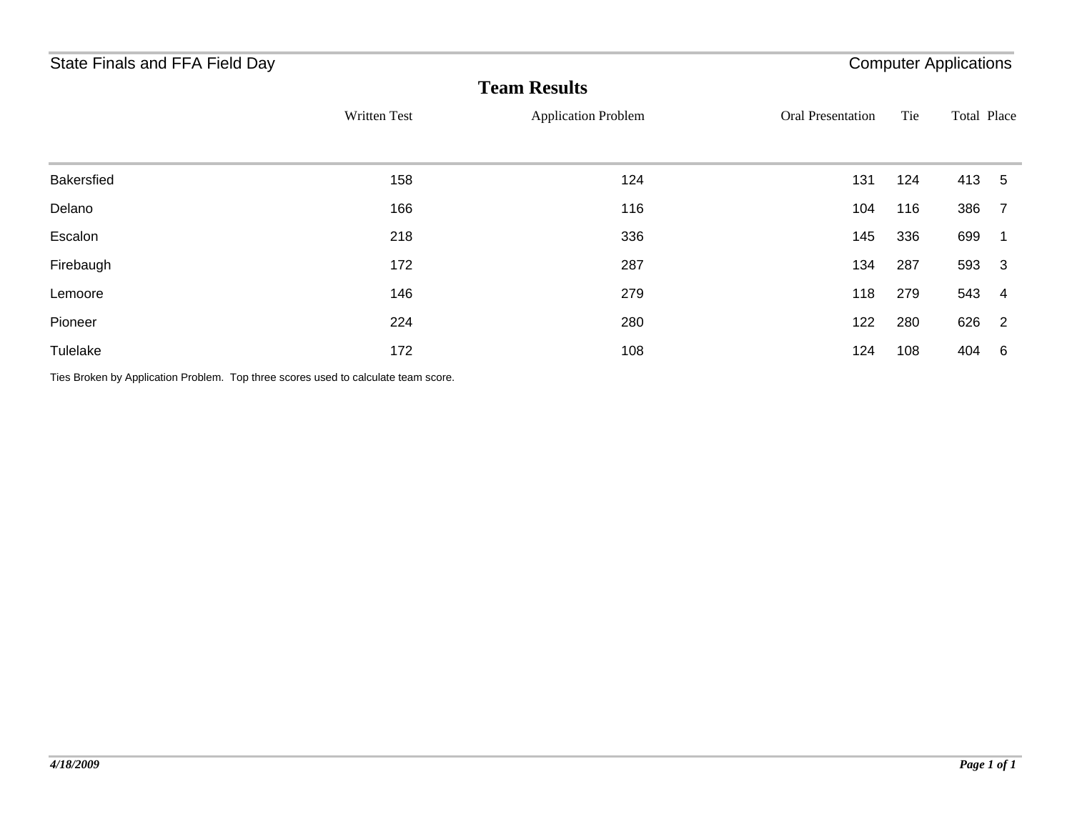State Finals and FFA Field Day

Computer Applications

## Team Results

| | Written Test | Application Problem | Oral Presentation | Tie | Total | Place |
|---|---|---|---|---|---|---|
| Bakersfied | 158 | 124 | 131 | 124 | 413 | 5 |
| Delano | 166 | 116 | 104 | 116 | 386 | 7 |
| Escalon | 218 | 336 | 145 | 336 | 699 | 1 |
| Firebaugh | 172 | 287 | 134 | 287 | 593 | 3 |
| Lemoore | 146 | 279 | 118 | 279 | 543 | 4 |
| Pioneer | 224 | 280 | 122 | 280 | 626 | 2 |
| Tulelake | 172 | 108 | 124 | 108 | 404 | 6 |

Ties Broken by Application Problem. Top three scores used to calculate team score.

*4/18/2009*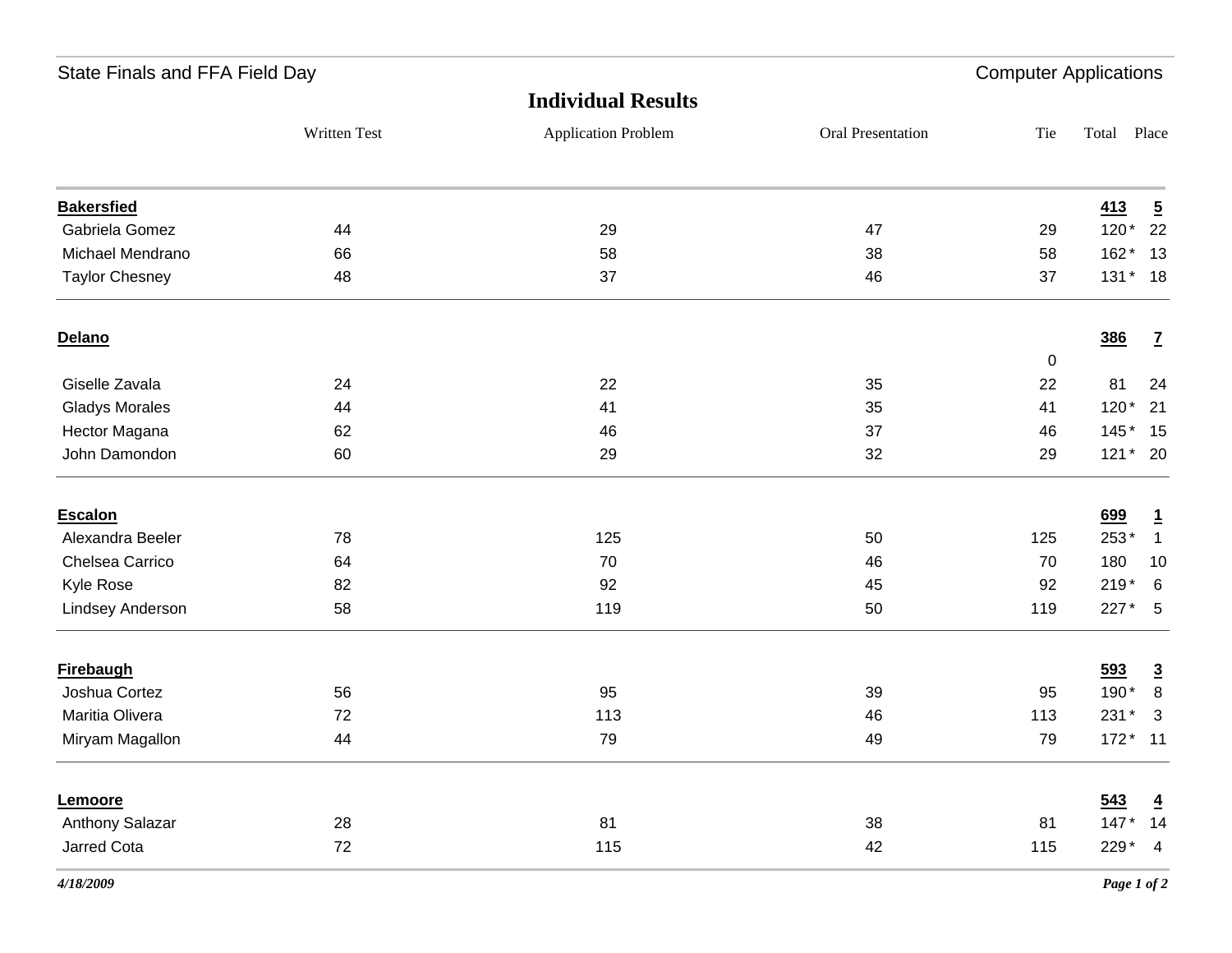State Finals and FFA Field Day — Computer Applications

## Individual Results

| | Written Test | Application Problem | Oral Presentation | Tie | Total | Place |
|---|---|---|---|---|---|---|
| **Bakersfied** | | | | | **413** | **5** |
| Gabriela Gomez | 44 | 29 | 47 | 29 | 120 * | 22 |
| Michael Mendrano | 66 | 58 | 38 | 58 | 162 * | 13 |
| Taylor Chesney | 48 | 37 | 46 | 37 | 131 * | 18 |
| **Delano** | | | | | **386** | **7** |
| | | | | 0 | | |
| Giselle Zavala | 24 | 22 | 35 | 22 | 81 | 24 |
| Gladys Morales | 44 | 41 | 35 | 41 | 120 * | 21 |
| Hector Magana | 62 | 46 | 37 | 46 | 145 * | 15 |
| John Damondon | 60 | 29 | 32 | 29 | 121 * | 20 |
| **Escalon** | | | | | **699** | **1** |
| Alexandra Beeler | 78 | 125 | 50 | 125 | 253 * | 1 |
| Chelsea Carrico | 64 | 70 | 46 | 70 | 180 | 10 |
| Kyle Rose | 82 | 92 | 45 | 92 | 219 * | 6 |
| Lindsey Anderson | 58 | 119 | 50 | 119 | 227 * | 5 |
| **Firebaugh** | | | | | **593** | **3** |
| Joshua Cortez | 56 | 95 | 39 | 95 | 190 * | 8 |
| Maritia Olivera | 72 | 113 | 46 | 113 | 231 * | 3 |
| Miryam Magallon | 44 | 79 | 49 | 79 | 172 * | 11 |
| **Lemoore** | | | | | **543** | **4** |
| Anthony Salazar | 28 | 81 | 38 | 81 | 147 * | 14 |
| Jarred Cota | 72 | 115 | 42 | 115 | 229 * | 4 |

*4/18/2009*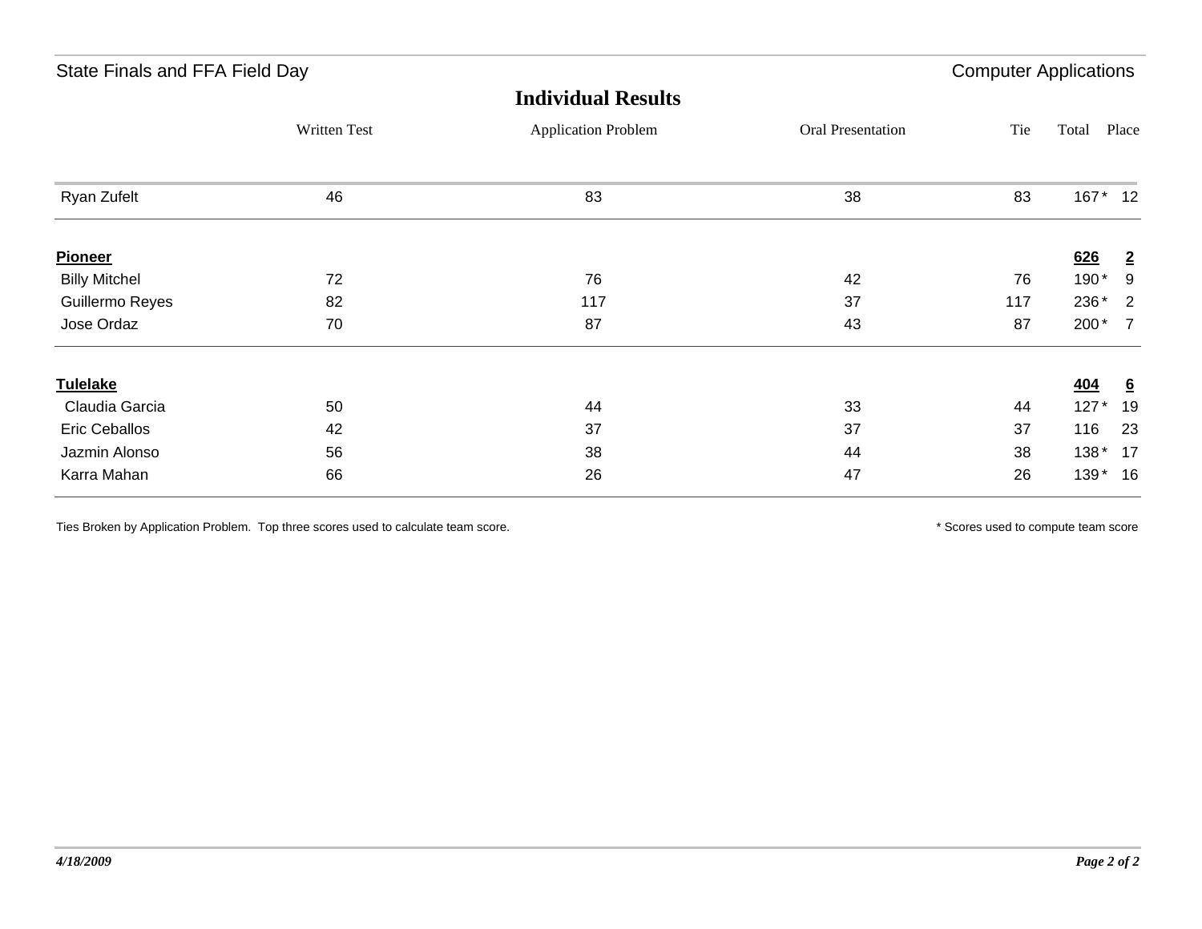State Finals and FFA Field Day — Computer Applications

## Individual Results

| | Written Test | Application Problem | Oral Presentation | Tie | Total | Place |
|---|---|---|---|---|---|---|
| Ryan Zufelt | 46 | 83 | 38 | 83 | 167 * | 12 |
| **Pioneer** | | | | | **626** | **2** |
| Billy Mitchel | 72 | 76 | 42 | 76 | 190 * | 9 |
| Guillermo Reyes | 82 | 117 | 37 | 117 | 236 * | 2 |
| Jose Ordaz | 70 | 87 | 43 | 87 | 200 * | 7 |
| **Tulelake** | | | | | **404** | **6** |
| Claudia Garcia | 50 | 44 | 33 | 44 | 127 * | 19 |
| Eric Ceballos | 42 | 37 | 37 | 37 | 116 | 23 |
| Jazmin Alonso | 56 | 38 | 44 | 38 | 138 * | 17 |
| Karra Mahan | 66 | 26 | 47 | 26 | 139 * | 16 |

Ties Broken by Application Problem. Top three scores used to calculate team score.

* Scores used to compute team score

*4/18/2009*